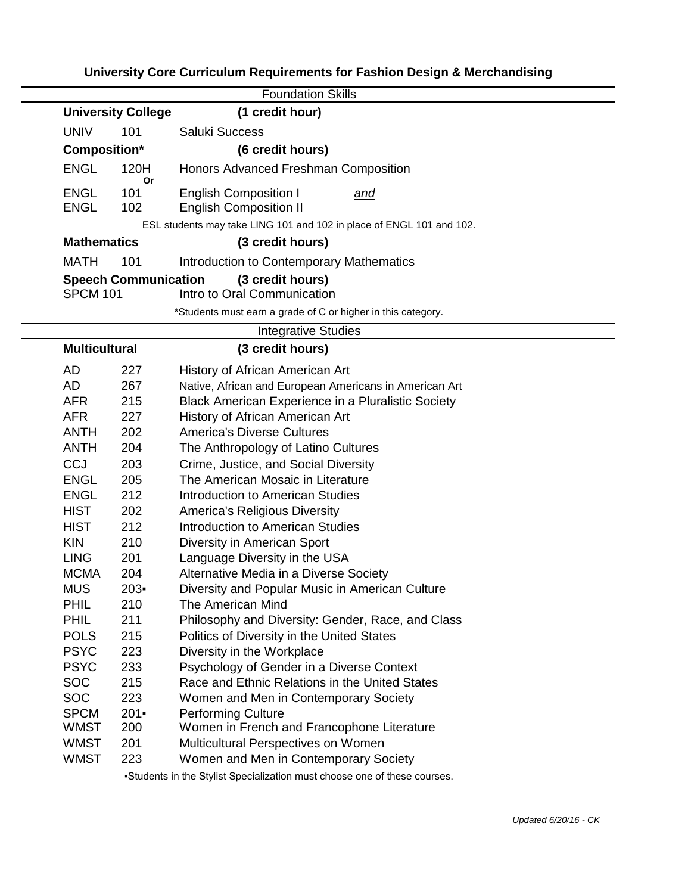# University Core Curriculum Requirements for Fashion Design & Merchandising

## Foundation Skills

**University College** **(1 credit hour)**

| | | |
|---|---|---|
| UNIV | 101 | Saluki Success |

**Composition*** **(6 credit hours)**

| | | |
|---|---|---|
| ENGL | 120H | Honors Advanced Freshman Composition |
| | Or | |
| ENGL | 101 | English Composition I *and* |
| ENGL | 102 | English Composition II |

ESL students may take LING 101 and 102 in place of ENGL 101 and 102.

**Mathematics** **(3 credit hours)**

| | | |
|---|---|---|
| MATH | 101 | Introduction to Contemporary Mathematics |

**Speech Communication** **(3 credit hours)**

| | | |
|---|---|---|
| SPCM 101 | | Intro to Oral Communication |

*Students must earn a grade of C or higher in this category.

## Integrative Studies

**Multicultural** **(3 credit hours)**

| | | |
|---|---|---|
| AD | 227 | History of African American Art |
| AD | 267 | Native, African and European Americans in American Art |
| AFR | 215 | Black American Experience in a Pluralistic Society |
| AFR | 227 | History of African American Art |
| ANTH | 202 | America's Diverse Cultures |
| ANTH | 204 | The Anthropology of Latino Cultures |
| CCJ | 203 | Crime, Justice, and Social Diversity |
| ENGL | 205 | The American Mosaic in Literature |
| ENGL | 212 | Introduction to American Studies |
| HIST | 202 | America's Religious Diversity |
| HIST | 212 | Introduction to American Studies |
| KIN | 210 | Diversity in American Sport |
| LING | 201 | Language Diversity in the USA |
| MCMA | 204 | Alternative Media in a Diverse Society |
| MUS | 203▪ | Diversity and Popular Music in American Culture |
| PHIL | 210 | The American Mind |
| PHIL | 211 | Philosophy and Diversity: Gender, Race, and Class |
| POLS | 215 | Politics of Diversity in the United States |
| PSYC | 223 | Diversity in the Workplace |
| PSYC | 233 | Psychology of Gender in a Diverse Context |
| SOC | 215 | Race and Ethnic Relations in the United States |
| SOC | 223 | Women and Men in Contemporary Society |
| SPCM | 201▪ | Performing Culture |
| WMST | 200 | Women in French and Francophone Literature |
| WMST | 201 | Multicultural Perspectives on Women |
| WMST | 223 | Women and Men in Contemporary Society |

▪Students in the Stylist Specialization must choose one of these courses.

*Updated 6/20/16 - CK*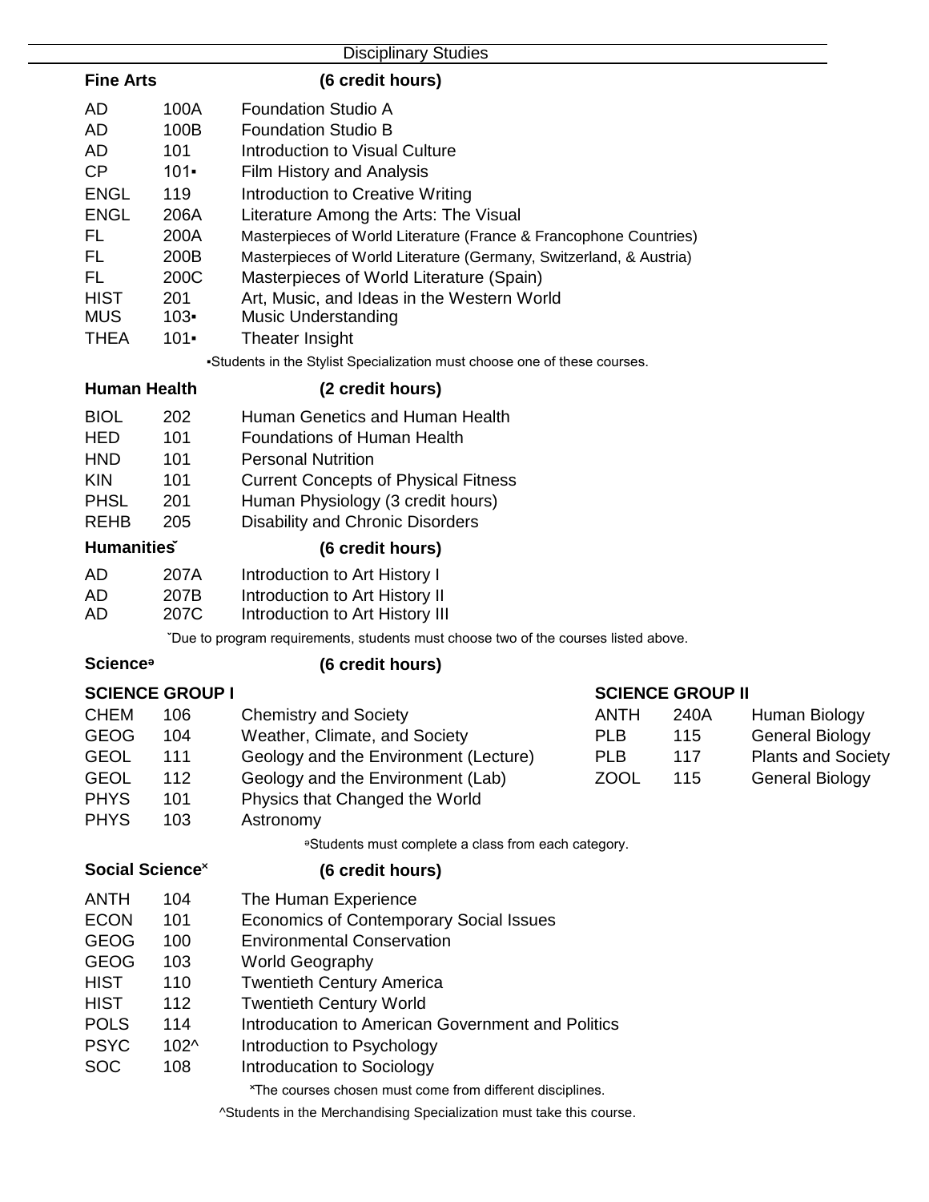## Disciplinary Studies

### Fine Arts (6 credit hours)

| | | |
|---|---|---|
| AD | 100A | Foundation Studio A |
| AD | 100B | Foundation Studio B |
| AD | 101 | Introduction to Visual Culture |
| CP | 101▪ | Film History and Analysis |
| ENGL | 119 | Introduction to Creative Writing |
| ENGL | 206A | Literature Among the Arts: The Visual |
| FL | 200A | Masterpieces of World Literature (France & Francophone Countries) |
| FL | 200B | Masterpieces of World Literature (Germany, Switzerland, & Austria) |
| FL | 200C | Masterpieces of World Literature (Spain) |
| HIST | 201 | Art, Music, and Ideas in the Western World |
| MUS | 103▪ | Music Understanding |
| THEA | 101▪ | Theater Insight |

▪Students in the Stylist Specialization must choose one of these courses.

### Human Health (2 credit hours)

| | | |
|---|---|---|
| BIOL | 202 | Human Genetics and Human Health |
| HED | 101 | Foundations of Human Health |
| HND | 101 | Personal Nutrition |
| KIN | 101 | Current Concepts of Physical Fitness |
| PHSL | 201 | Human Physiology (3 credit hours) |
| REHB | 205 | Disability and Chronic Disorders |

### Humanitiesˇ (6 credit hours)

| | | |
|---|---|---|
| AD | 207A | Introduction to Art History I |
| AD | 207B | Introduction to Art History II |
| AD | 207C | Introduction to Art History III |

ˇDue to program requirements, students must choose two of the courses listed above.

### Scienceᵊ (6 credit hours)

**SCIENCE GROUP I**

| | | |
|---|---|---|
| CHEM | 106 | Chemistry and Society |
| GEOG | 104 | Weather, Climate, and Society |
| GEOL | 111 | Geology and the Environment (Lecture) |
| GEOL | 112 | Geology and the Environment (Lab) |
| PHYS | 101 | Physics that Changed the World |
| PHYS | 103 | Astronomy |

**SCIENCE GROUP II**

| | | |
|---|---|---|
| ANTH | 240A | Human Biology |
| PLB | 115 | General Biology |
| PLB | 117 | Plants and Society |
| ZOOL | 115 | General Biology |

ᵊStudents must complete a class from each category.

### Social Scienceˣ (6 credit hours)

| | | |
|---|---|---|
| ANTH | 104 | The Human Experience |
| ECON | 101 | Economics of Contemporary Social Issues |
| GEOG | 100 | Environmental Conservation |
| GEOG | 103 | World Geography |
| HIST | 110 | Twentieth Century America |
| HIST | 112 | Twentieth Century World |
| POLS | 114 | Introducation to American Government and Politics |
| PSYC | 102^ | Introduction to Psychology |
| SOC | 108 | Introducation to Sociology |

ˣThe courses chosen must come from different disciplines.

^Students in the Merchandising Specialization must take this course.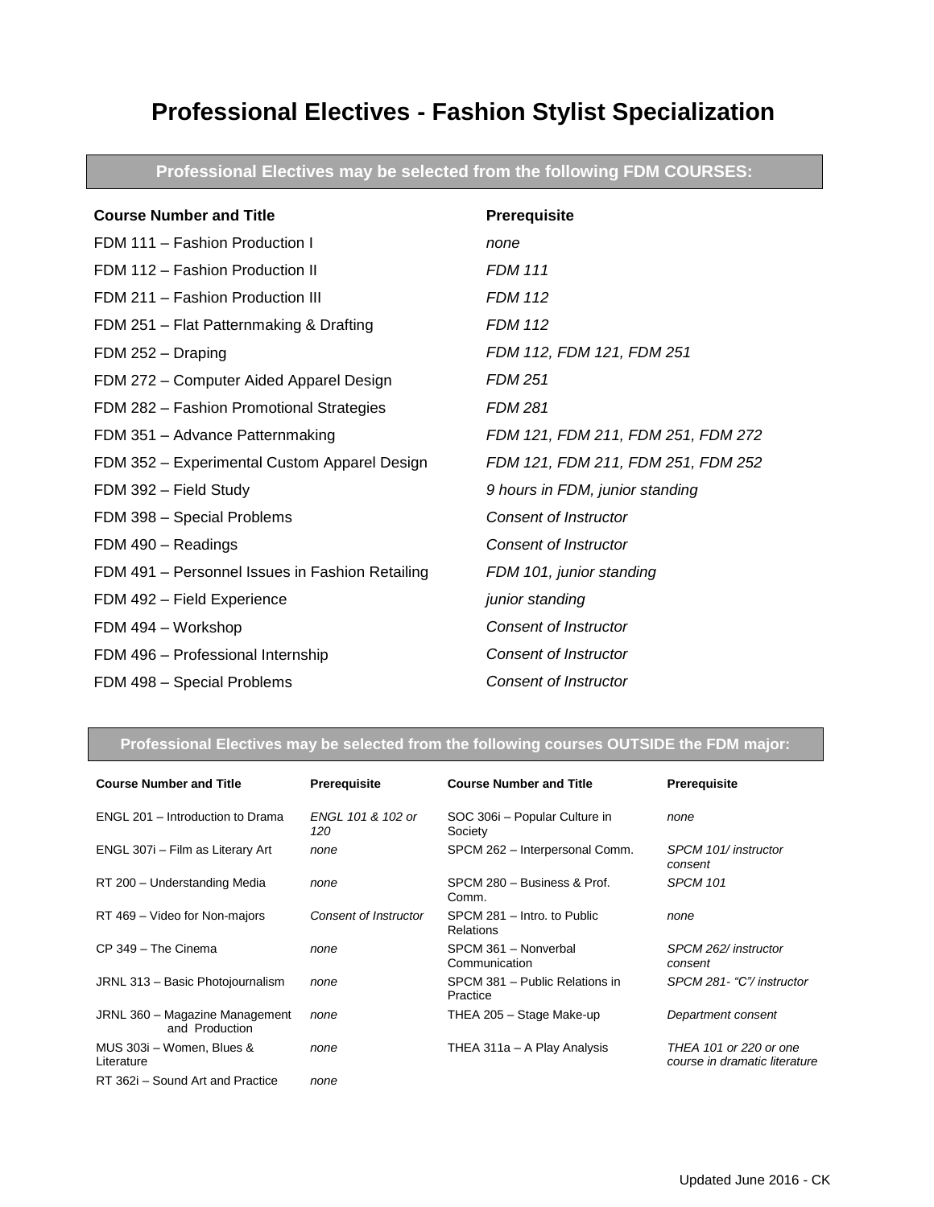# Professional Electives - Fashion Stylist Specialization

## Professional Electives may be selected from the following FDM COURSES:

| Course Number and Title | Prerequisite |
|---|---|
| FDM 111 – Fashion Production I | *none* |
| FDM 112 – Fashion Production II | *FDM 111* |
| FDM 211 – Fashion Production III | *FDM 112* |
| FDM 251 – Flat Patternmaking & Drafting | *FDM 112* |
| FDM 252 – Draping | *FDM 112, FDM 121, FDM 251* |
| FDM 272 – Computer Aided Apparel Design | *FDM 251* |
| FDM 282 – Fashion Promotional Strategies | *FDM 281* |
| FDM 351 – Advance Patternmaking | *FDM 121, FDM 211, FDM 251, FDM 272* |
| FDM 352 – Experimental Custom Apparel Design | *FDM 121, FDM 211, FDM 251, FDM 252* |
| FDM 392 – Field Study | *9 hours in FDM, junior standing* |
| FDM 398 – Special Problems | *Consent of Instructor* |
| FDM 490 – Readings | *Consent of Instructor* |
| FDM 491 – Personnel Issues in Fashion Retailing | *FDM 101, junior standing* |
| FDM 492 – Field Experience | *junior standing* |
| FDM 494 – Workshop | *Consent of Instructor* |
| FDM 496 – Professional Internship | *Consent of Instructor* |
| FDM 498 – Special Problems | *Consent of Instructor* |

## Professional Electives may be selected from the following courses OUTSIDE the FDM major:

| Course Number and Title | Prerequisite | Course Number and Title | Prerequisite |
|---|---|---|---|
| ENGL 201 – Introduction to Drama | *ENGL 101 & 102 or 120* | SOC 306i – Popular Culture in Society | *none* |
| ENGL 307i – Film as Literary Art | *none* | SPCM 262 – Interpersonal Comm. | *SPCM 101/ instructor consent* |
| RT 200 – Understanding Media | *none* | SPCM 280 – Business & Prof. Comm. | *SPCM 101* |
| RT 469 – Video for Non-majors | *Consent of Instructor* | SPCM 281 – Intro. to Public Relations | *none* |
| CP 349 – The Cinema | *none* | SPCM 361 – Nonverbal Communication | *SPCM 262/ instructor consent* |
| JRNL 313 – Basic Photojournalism | *none* | SPCM 381 – Public Relations in Practice | *SPCM 281- "C"/ instructor* |
| JRNL 360 – Magazine Management and Production | *none* | THEA 205 – Stage Make-up | *Department consent* |
| MUS 303i – Women, Blues & Literature | *none* | THEA 311a – A Play Analysis | *THEA 101 or 220 or one course in dramatic literature* |
| RT 362i – Sound Art and Practice | *none* | | |

Updated June 2016 - CK